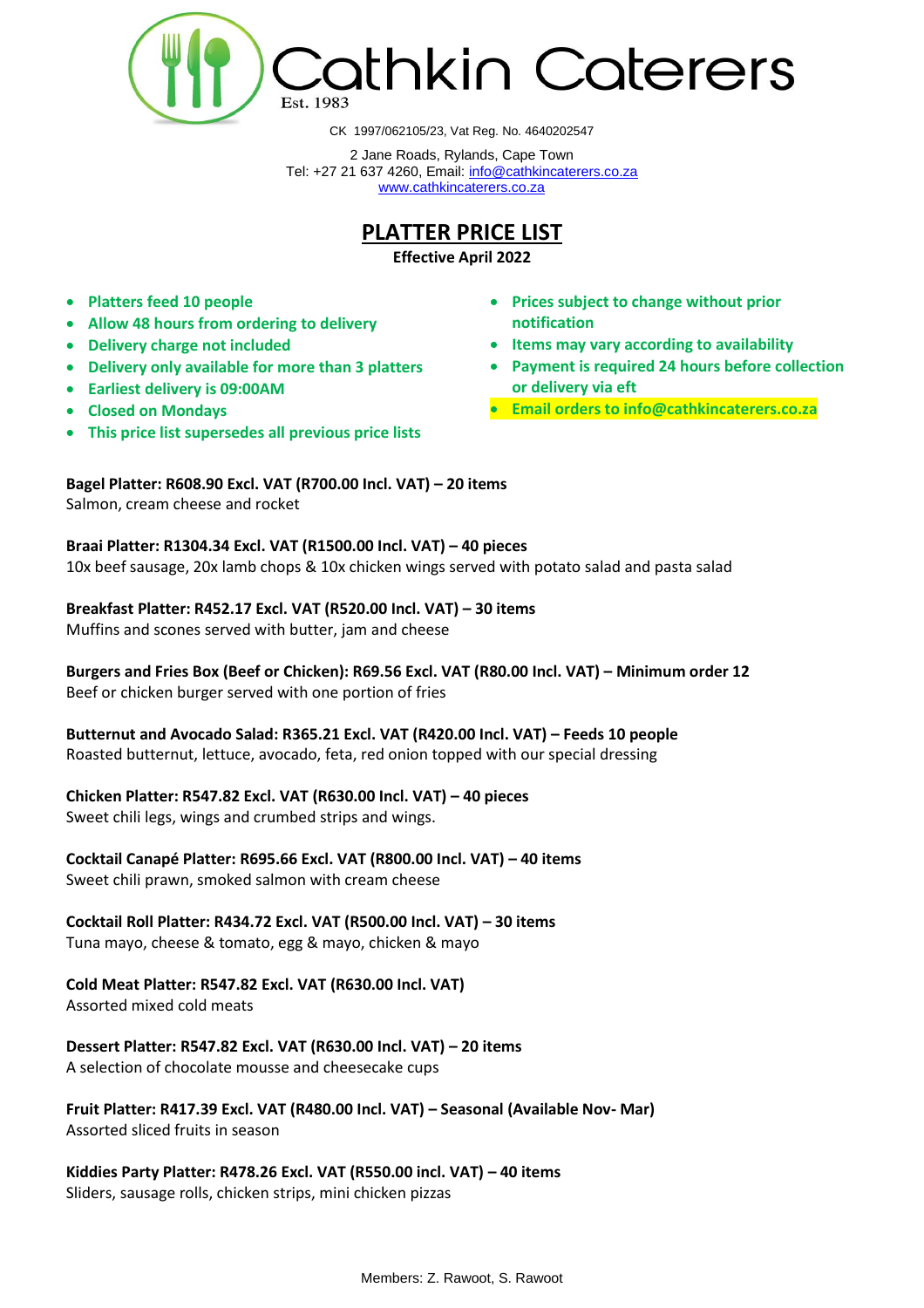# Cathkin Caterers

Est. 1983

CK 1997/062105/23, Vat Reg. No. 4640202547

2 Jane Roads, Rylands, Cape Town
Tel: +27 21 637 4260, Email: info@cathkincaterers.co.za
www.cathkincaterers.co.za

## PLATTER PRICE LIST

**Effective April 2022**

- **Platters feed 10 people**
- **Allow 48 hours from ordering to delivery**
- **Delivery charge not included**
- **Delivery only available for more than 3 platters**
- **Earliest delivery is 09:00AM**
- **Closed on Mondays**
- **This price list supersedes all previous price lists**
- **Prices subject to change without prior notification**
- **Items may vary according to availability**
- **Payment is required 24 hours before collection or delivery via eft**
- **Email orders to info@cathkincaterers.co.za**

**Bagel Platter: R608.90 Excl. VAT (R700.00 Incl. VAT) – 20 items**
Salmon, cream cheese and rocket

**Braai Platter: R1304.34 Excl. VAT (R1500.00 Incl. VAT) – 40 pieces**
10x beef sausage, 20x lamb chops & 10x chicken wings served with potato salad and pasta salad

**Breakfast Platter: R452.17 Excl. VAT (R520.00 Incl. VAT) – 30 items**
Muffins and scones served with butter, jam and cheese

**Burgers and Fries Box (Beef or Chicken): R69.56 Excl. VAT (R80.00 Incl. VAT) – Minimum order 12**
Beef or chicken burger served with one portion of fries

**Butternut and Avocado Salad: R365.21 Excl. VAT (R420.00 Incl. VAT) – Feeds 10 people**
Roasted butternut, lettuce, avocado, feta, red onion topped with our special dressing

**Chicken Platter: R547.82 Excl. VAT (R630.00 Incl. VAT) – 40 pieces**
Sweet chili legs, wings and crumbed strips and wings.

**Cocktail Canapé Platter: R695.66 Excl. VAT (R800.00 Incl. VAT) – 40 items**
Sweet chili prawn, smoked salmon with cream cheese

**Cocktail Roll Platter: R434.72 Excl. VAT (R500.00 Incl. VAT) – 30 items**
Tuna mayo, cheese & tomato, egg & mayo, chicken & mayo

**Cold Meat Platter: R547.82 Excl. VAT (R630.00 Incl. VAT)**
Assorted mixed cold meats

**Dessert Platter: R547.82 Excl. VAT (R630.00 Incl. VAT) – 20 items**
A selection of chocolate mousse and cheesecake cups

**Fruit Platter: R417.39 Excl. VAT (R480.00 Incl. VAT) – Seasonal (Available Nov- Mar)**
Assorted sliced fruits in season

**Kiddies Party Platter: R478.26 Excl. VAT (R550.00 incl. VAT) – 40 items**
Sliders, sausage rolls, chicken strips, mini chicken pizzas

Members: Z. Rawoot, S. Rawoot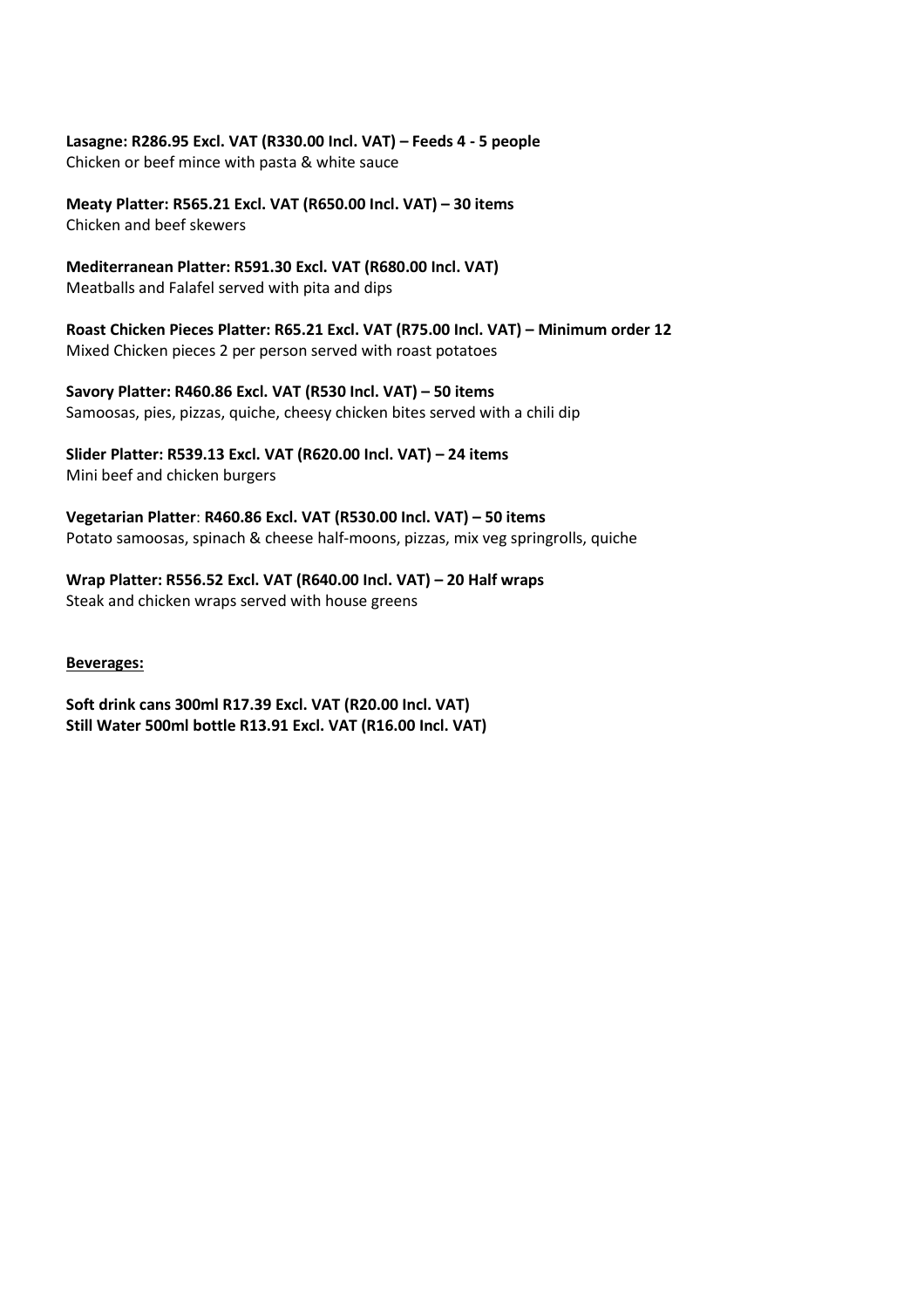**Lasagne: R286.95 Excl. VAT (R330.00 Incl. VAT) – Feeds 4 - 5 people**
Chicken or beef mince with pasta & white sauce

**Meaty Platter: R565.21 Excl. VAT (R650.00 Incl. VAT) – 30 items**
Chicken and beef skewers

**Mediterranean Platter: R591.30 Excl. VAT (R680.00 Incl. VAT)**
Meatballs and Falafel served with pita and dips

**Roast Chicken Pieces Platter: R65.21 Excl. VAT (R75.00 Incl. VAT) – Minimum order 12**
Mixed Chicken pieces 2 per person served with roast potatoes

**Savory Platter: R460.86 Excl. VAT (R530 Incl. VAT) – 50 items**
Samoosas, pies, pizzas, quiche, cheesy chicken bites served with a chili dip

**Slider Platter: R539.13 Excl. VAT (R620.00 Incl. VAT) – 24 items**
Mini beef and chicken burgers

**Vegetarian Platter**: **R460.86 Excl. VAT (R530.00 Incl. VAT) – 50 items**
Potato samoosas, spinach & cheese half-moons, pizzas, mix veg springrolls, quiche

**Wrap Platter: R556.52 Excl. VAT (R640.00 Incl. VAT) – 20 Half wraps**
Steak and chicken wraps served with house greens

**Beverages:**

**Soft drink cans 300ml R17.39 Excl. VAT (R20.00 Incl. VAT)**
**Still Water 500ml bottle R13.91 Excl. VAT (R16.00 Incl. VAT)**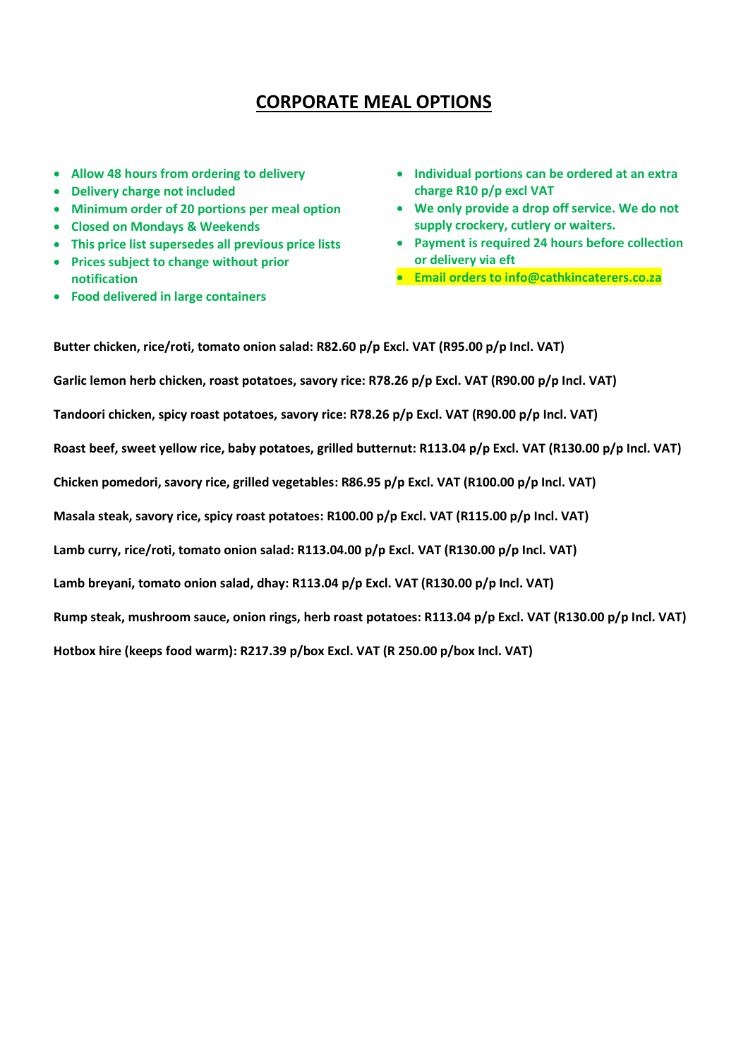# CORPORATE MEAL OPTIONS

- **Allow 48 hours from ordering to delivery**
- **Delivery charge not included**
- **Minimum order of 20 portions per meal option**
- **Closed on Mondays & Weekends**
- **This price list supersedes all previous price lists**
- **Prices subject to change without prior notification**
- **Food delivered in large containers**
- **Individual portions can be ordered at an extra charge R10 p/p excl VAT**
- **We only provide a drop off service. We do not supply crockery, cutlery or waiters.**
- **Payment is required 24 hours before collection or delivery via eft**
- **Email orders to info@cathkincaterers.co.za**

**Butter chicken, rice/roti, tomato onion salad: R82.60 p/p Excl. VAT (R95.00 p/p Incl. VAT)**

**Garlic lemon herb chicken, roast potatoes, savory rice: R78.26 p/p Excl. VAT (R90.00 p/p Incl. VAT)**

**Tandoori chicken, spicy roast potatoes, savory rice: R78.26 p/p Excl. VAT (R90.00 p/p Incl. VAT)**

**Roast beef, sweet yellow rice, baby potatoes, grilled butternut: R113.04 p/p Excl. VAT (R130.00 p/p Incl. VAT)**

**Chicken pomedori, savory rice, grilled vegetables: R86.95 p/p Excl. VAT (R100.00 p/p Incl. VAT)**

**Masala steak, savory rice, spicy roast potatoes: R100.00 p/p Excl. VAT (R115.00 p/p Incl. VAT)**

**Lamb curry, rice/roti, tomato onion salad: R113.04.00 p/p Excl. VAT (R130.00 p/p Incl. VAT)**

**Lamb breyani, tomato onion salad, dhay: R113.04 p/p Excl. VAT (R130.00 p/p Incl. VAT)**

**Rump steak, mushroom sauce, onion rings, herb roast potatoes: R113.04 p/p Excl. VAT (R130.00 p/p Incl. VAT)**

**Hotbox hire (keeps food warm): R217.39 p/box Excl. VAT (R 250.00 p/box Incl. VAT)**